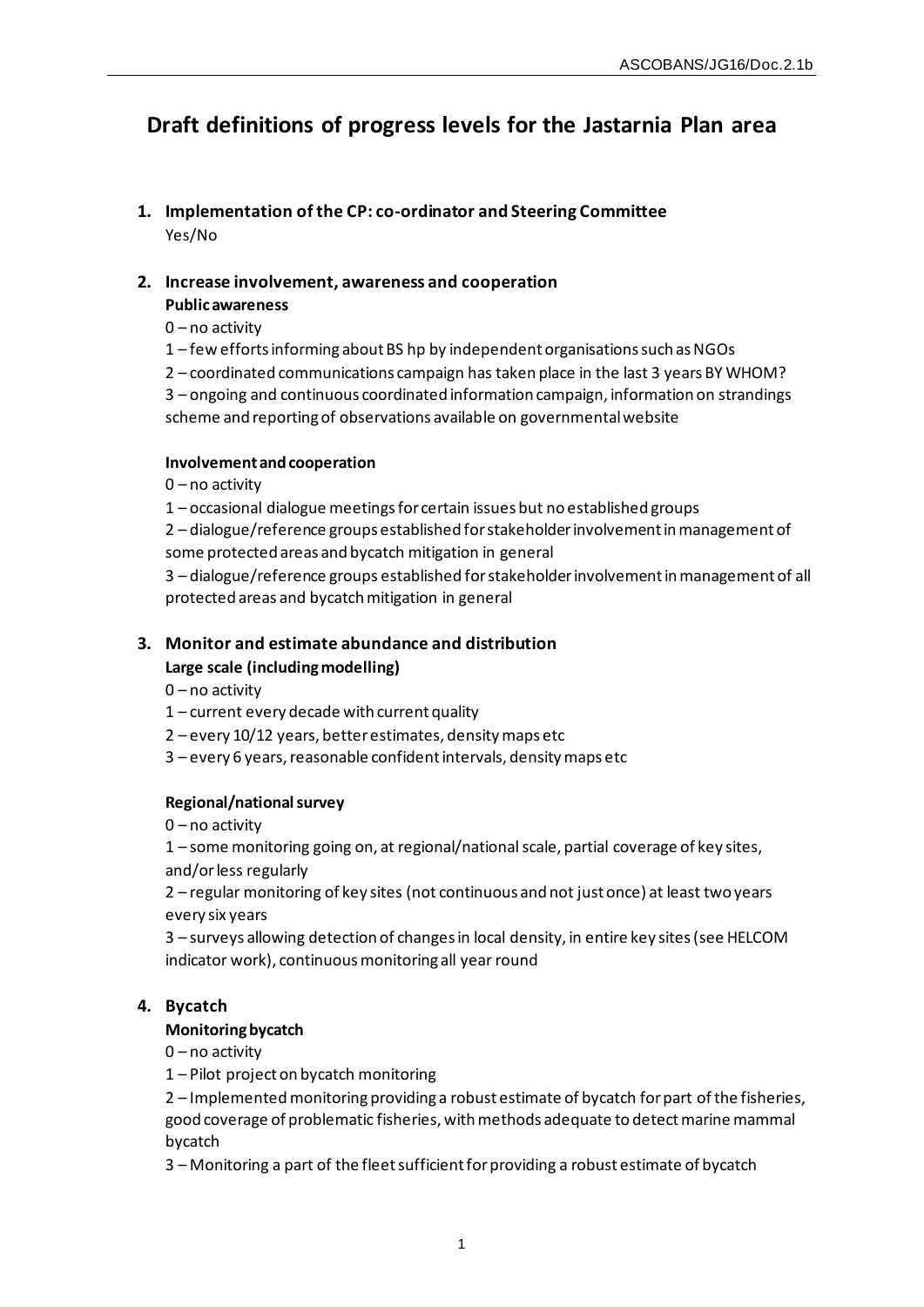# Draft definitions of progress levels for the Jastarnia Plan area

## 1. Implementation of the CP: co-ordinator and Steering Committee

Yes/No

## 2. Increase involvement, awareness and cooperation

**Public awareness**

0 – no activity

1 – few efforts informing about BS hp by independent organisations such as NGOs

2 – coordinated communications campaign has taken place in the last 3 years BY WHOM?

3 – ongoing and continuous coordinated information campaign, information on strandings scheme and reporting of observations available on governmental website

**Involvement and cooperation**

0 – no activity

1 – occasional dialogue meetings for certain issues but no established groups

2 – dialogue/reference groups established for stakeholder involvement in management of some protected areas and bycatch mitigation in general

3 – dialogue/reference groups established for stakeholder involvement in management of all protected areas and bycatch mitigation in general

## 3. Monitor and estimate abundance and distribution

**Large scale (including modelling)**

0 – no activity

1 – current every decade with current quality

2 – every 10/12 years, better estimates, density maps etc

3 – every 6 years, reasonable confident intervals, density maps etc

**Regional/national survey**

0 – no activity

1 – some monitoring going on, at regional/national scale, partial coverage of key sites, and/or less regularly

2 – regular monitoring of key sites (not continuous and not just once) at least two years every six years

3 – surveys allowing detection of changes in local density, in entire key sites (see HELCOM indicator work), continuous monitoring all year round

## 4. Bycatch

**Monitoring bycatch**

0 – no activity

1 – Pilot project on bycatch monitoring

2 – Implemented monitoring providing a robust estimate of bycatch for part of the fisheries, good coverage of problematic fisheries, with methods adequate to detect marine mammal bycatch

3 – Monitoring a part of the fleet sufficient for providing a robust estimate of bycatch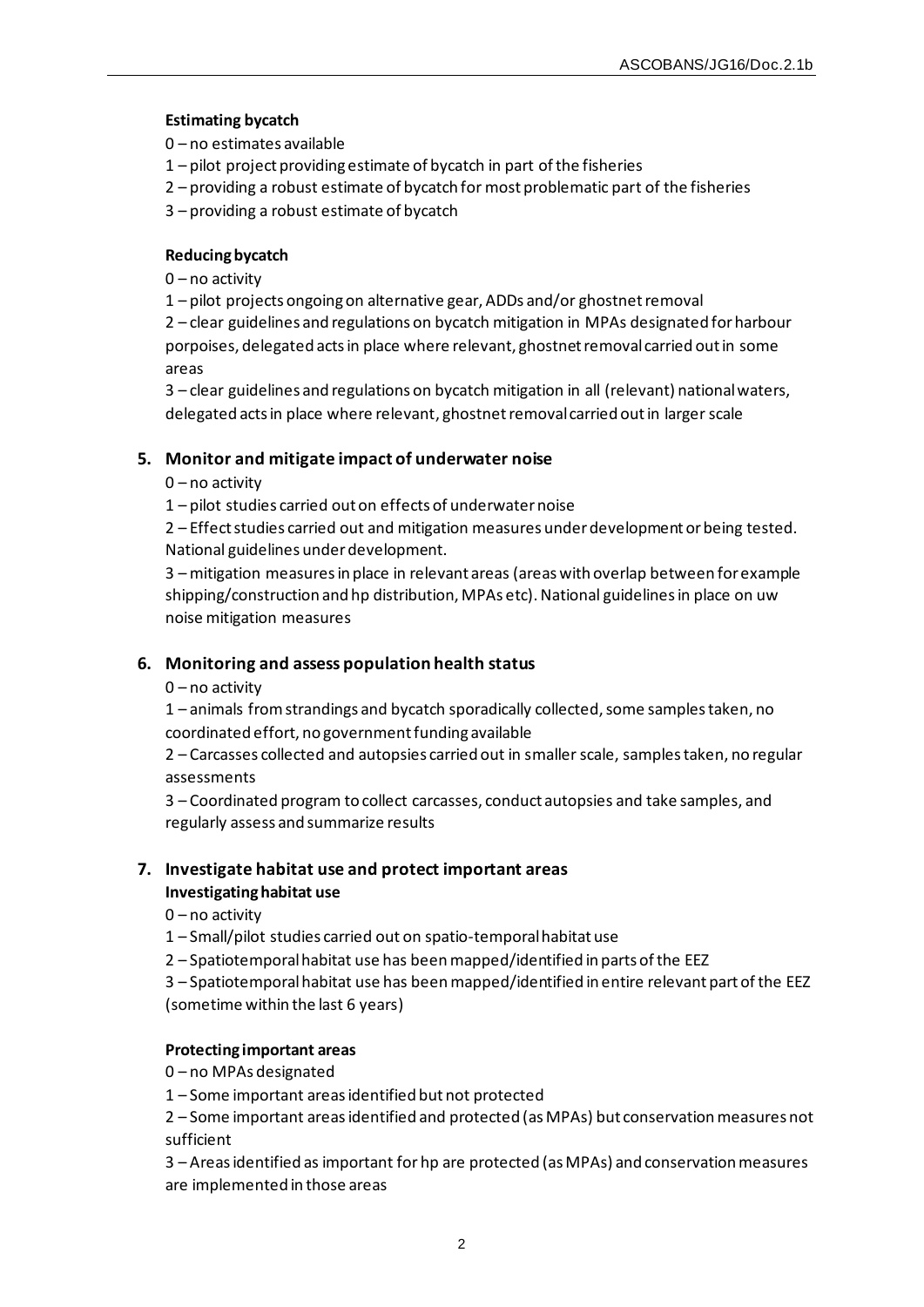**Estimating bycatch**

0 – no estimates available

1 – pilot project providing estimate of bycatch in part of the fisheries

2 – providing a robust estimate of bycatch for most problematic part of the fisheries

3 – providing a robust estimate of bycatch

**Reducing bycatch**

0 – no activity

1 – pilot projects ongoing on alternative gear, ADDs and/or ghostnet removal

2 – clear guidelines and regulations on bycatch mitigation in MPAs designated for harbour porpoises, delegated acts in place where relevant, ghostnet removal carried out in some areas

3 – clear guidelines and regulations on bycatch mitigation in all (relevant) national waters, delegated acts in place where relevant, ghostnet removal carried out in larger scale

### 5. Monitor and mitigate impact of underwater noise

0 – no activity

1 – pilot studies carried out on effects of underwater noise

2 – Effect studies carried out and mitigation measures under development or being tested. National guidelines under development.

3 – mitigation measures in place in relevant areas (areas with overlap between for example shipping/construction and hp distribution, MPAs etc). National guidelines in place on uw noise mitigation measures

### 6. Monitoring and assess population health status

0 – no activity

1 – animals from strandings and bycatch sporadically collected, some samples taken, no coordinated effort, no government funding available

2 – Carcasses collected and autopsies carried out in smaller scale, samples taken, no regular assessments

3 – Coordinated program to collect carcasses, conduct autopsies and take samples, and regularly assess and summarize results

### 7. Investigate habitat use and protect important areas

**Investigating habitat use**

0 – no activity

1 – Small/pilot studies carried out on spatio-temporal habitat use

2 – Spatiotemporal habitat use has been mapped/identified in parts of the EEZ

3 – Spatiotemporal habitat use has been mapped/identified in entire relevant part of the EEZ (sometime within the last 6 years)

**Protecting important areas**

0 – no MPAs designated

1 – Some important areas identified but not protected

2 – Some important areas identified and protected (as MPAs) but conservation measures not sufficient

3 – Areas identified as important for hp are protected (as MPAs) and conservation measures are implemented in those areas